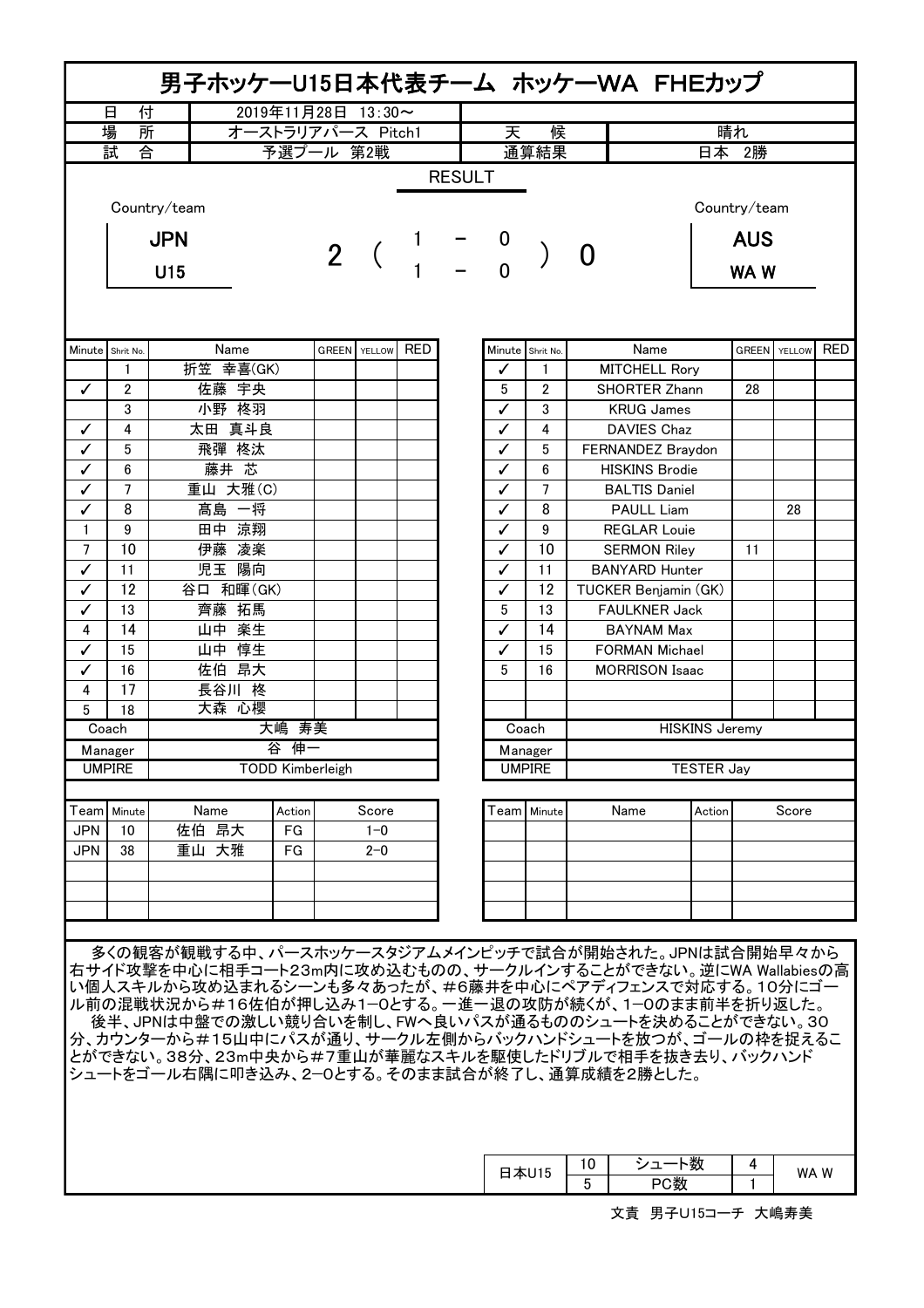# 男子ホッケーU15日本代表チーム ホッケーWA FHEカップ

| 日付 | 2019年11月28日 13:30～ | | |
|---|---|---|---|
| 場所 | オーストラリアパース Pitch1 | 天候 | 晴れ |
| 試合 | 予選プール 第2戦 | 通算結果 | 日本 2勝 |

## RESULT

| Country/team | | | Country/team |
|---|---|---|---|
| JPN U15 | 2 ( 1 - 0 / 1 - 0 ) 0 | | AUS WA W |

| Minute | Shrit No. | Name | GREEN | YELLOW | RED |
|---|---|---|---|---|---|
| | 1 | 折笠 幸喜(GK) | | | |
| ✓ | 2 | 佐藤 宇央 | | | |
| | 3 | 小野 柊羽 | | | |
| ✓ | 4 | 太田 真斗良 | | | |
| ✓ | 5 | 飛彈 柊汰 | | | |
| ✓ | 6 | 藤井 芯 | | | |
| ✓ | 7 | 重山 大雅(C) | | | |
| ✓ | 8 | 髙島 一将 | | | |
| 1 | 9 | 田中 涼翔 | | | |
| 7 | 10 | 伊藤 凌楽 | | | |
| ✓ | 11 | 児玉 陽向 | | | |
| ✓ | 12 | 谷口 和暉(GK) | | | |
| ✓ | 13 | 齊藤 拓馬 | | | |
| 4 | 14 | 山中 楽生 | | | |
| ✓ | 15 | 山中 惇生 | | | |
| ✓ | 16 | 佐伯 昂大 | | | |
| 4 | 17 | 長谷川 柊 | | | |
| 5 | 18 | 大森 心櫻 | | | |
| Coach | | 大嶋 寿美 | | | |
| Manager | | 谷 伸一 | | | |
| UMPIRE | | TODD Kimberleigh | | | |

| Minute | Shrit No. | Name | GREEN | YELLOW | RED |
|---|---|---|---|---|---|
| ✓ | 1 | MITCHELL Rory | | | |
| 5 | 2 | SHORTER Zhann | 28 | | |
| ✓ | 3 | KRUG James | | | |
| ✓ | 4 | DAVIES Chaz | | | |
| ✓ | 5 | FERNANDEZ Braydon | | | |
| ✓ | 6 | HISKINS Brodie | | | |
| ✓ | 7 | BALTIS Daniel | | | |
| ✓ | 8 | PAULL Liam | | 28 | |
| ✓ | 9 | REGLAR Louie | | | |
| ✓ | 10 | SERMON Riley | 11 | | |
| ✓ | 11 | BANYARD Hunter | | | |
| ✓ | 12 | TUCKER Benjamin (GK) | | | |
| 5 | 13 | FAULKNER Jack | | | |
| ✓ | 14 | BAYNAM Max | | | |
| ✓ | 15 | FORMAN Michael | | | |
| 5 | 16 | MORRISON Isaac | | | |
| Coach | | HISKINS Jeremy | | | |
| Manager | | | | | |
| UMPIRE | | TESTER Jay | | | |

| Team | Minute | Name | Action | Score |
|---|---|---|---|---|
| JPN | 10 | 佐伯 昂大 | FG | 1−0 |
| JPN | 38 | 重山 大雅 | FG | 2−0 |

| Team | Minute | Name | Action | Score |
|---|---|---|---|---|
| | | | | |

多くの観客が観戦する中、パースホッケースタジアムメインピッチで試合が開始された。JPNは試合開始早々から右サイド攻撃を中心に相手コート23m内に攻め込むものの、サークルインすることができない。逆にWA Wallabiesの高い個人スキルから攻め込まれるシーンも多々あったが、#6藤井を中心にペアディフェンスで対応する。10分にゴール前の混戦状況から＃16佐伯が押し込み1−0とする。一進一退の攻防が続くが、1−0のまま前半を折り返した。

後半、JPNは中盤での激しい競り合いを制し、FWへ良いパスが通るもののシュートを決めることができない。30分、カウンターから＃15山中にパスが通り、サークル左側からバックハンドシュートを放つが、ゴールの枠を捉えることができない。38分、23m中央から#7重山が華麗なスキルを駆使したドリブルで相手を抜き去り、バックハンドシュートをゴール右隅に叩き込み、2−0とする。そのまま試合が終了し、通算成績を2勝とした。

| 日本U15 | 10 | シュート数 | 4 | WA W |
|---|---|---|---|---|
| | 5 | PC数 | 1 | |

文責 男子U15コーチ 大嶋寿美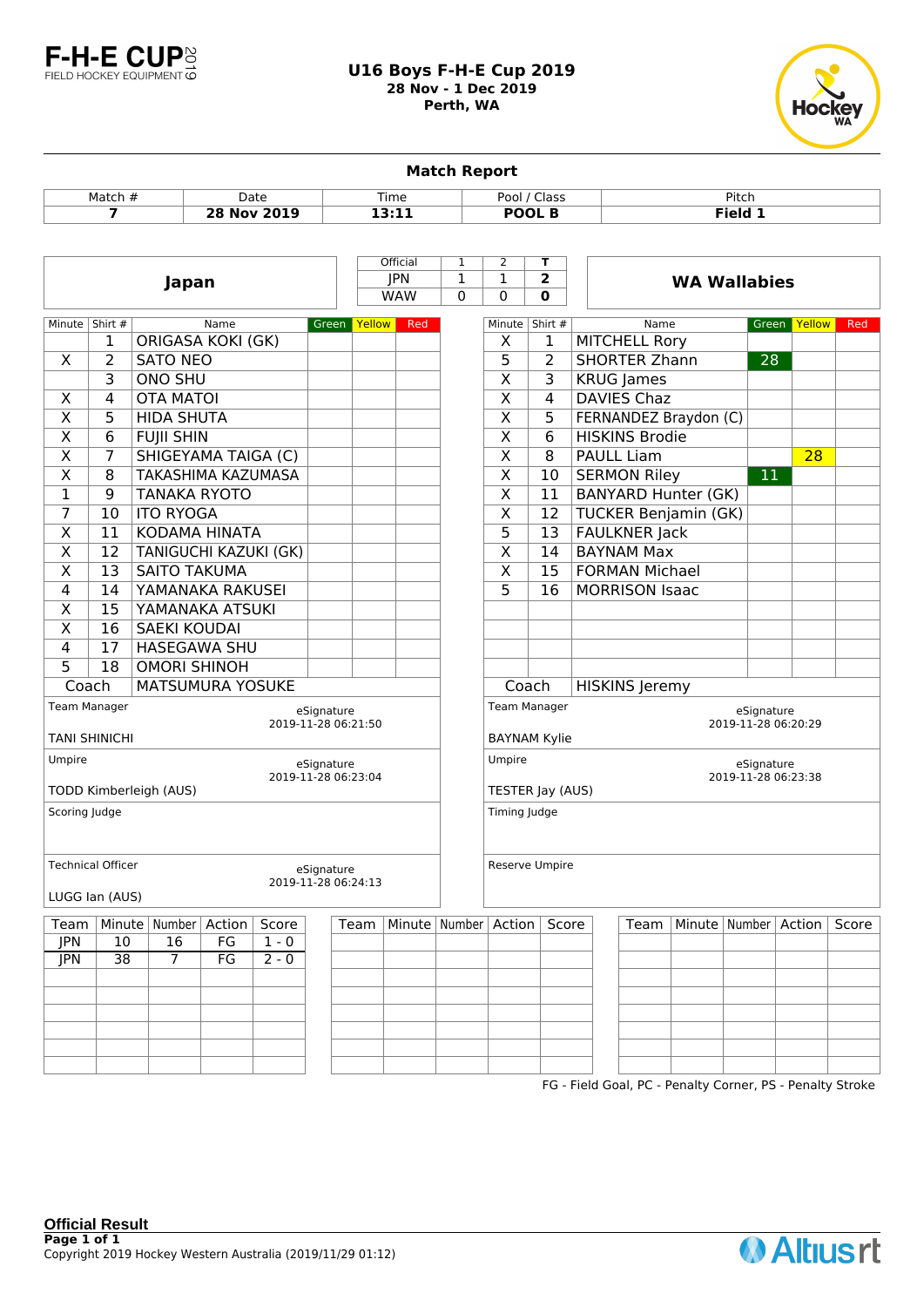# U16 Boys F-H-E Cup 2019

**28 Nov - 1 Dec 2019**
**Perth, WA**

## Match Report

| Match # | Date | Time | Pool / Class | Pitch |
|---|---|---|---|---|
| **7** | **28 Nov 2019** | **13:11** | **POOL B** | **Field 1** |

| Official | 1 | 2 | T |
|---|---|---|---|
| JPN | 1 | 1 | **2** |
| WAW | 0 | 0 | **0** |

### Japan

| Minute | Shirt # | Name | Green | Yellow | Red |
|---|---|---|---|---|---|
| | 1 | ORIGASA KOKI (GK) | | | |
| X | 2 | SATO NEO | | | |
| | 3 | ONO SHU | | | |
| X | 4 | OTA MATOI | | | |
| X | 5 | HIDA SHUTA | | | |
| X | 6 | FUJII SHIN | | | |
| X | 7 | SHIGEYAMA TAIGA (C) | | | |
| X | 8 | TAKASHIMA KAZUMASA | | | |
| 1 | 9 | TANAKA RYOTO | | | |
| 7 | 10 | ITO RYOGA | | | |
| X | 11 | KODAMA HINATA | | | |
| X | 12 | TANIGUCHI KAZUKI (GK) | | | |
| X | 13 | SAITO TAKUMA | | | |
| 4 | 14 | YAMANAKA RAKUSEI | | | |
| X | 15 | YAMANAKA ATSUKI | | | |
| X | 16 | SAEKI KOUDAI | | | |
| 4 | 17 | HASEGAWA SHU | | | |
| 5 | 18 | OMORI SHINOH | | | |
| Coach | | MATSUMURA YOSUKE | | | |

Team Manager: TANI SHINICHI — eSignature 2019-11-28 06:21:50

Umpire: TODD Kimberleigh (AUS) — eSignature 2019-11-28 06:23:04

Scoring Judge:

Technical Officer: LUGG Ian (AUS) — eSignature 2019-11-28 06:24:13

### WA Wallabies

| Minute | Shirt # | Name | Green | Yellow | Red |
|---|---|---|---|---|---|
| X | 1 | MITCHELL Rory | | | |
| 5 | 2 | SHORTER Zhann | 28 | | |
| X | 3 | KRUG James | | | |
| X | 4 | DAVIES Chaz | | | |
| X | 5 | FERNANDEZ Braydon (C) | | | |
| X | 6 | HISKINS Brodie | | | |
| X | 8 | PAULL Liam | | 28 | |
| X | 10 | SERMON Riley | 11 | | |
| X | 11 | BANYARD Hunter (GK) | | | |
| X | 12 | TUCKER Benjamin (GK) | | | |
| 5 | 13 | FAULKNER Jack | | | |
| X | 14 | BAYNAM Max | | | |
| X | 15 | FORMAN Michael | | | |
| 5 | 16 | MORRISON Isaac | | | |
| Coach | | HISKINS Jeremy | | | |

Team Manager: BAYNAM Kylie — eSignature 2019-11-28 06:20:29

Umpire: TESTER Jay (AUS) — eSignature 2019-11-28 06:23:38

Timing Judge:

Reserve Umpire:

| Team | Minute | Number | Action | Score |
|---|---|---|---|---|
| JPN | 10 | 16 | FG | 1 - 0 |
| JPN | 38 | 7 | FG | 2 - 0 |

FG - Field Goal, PC - Penalty Corner, PS - Penalty Stroke

**Official Result**

Copyright 2019 Hockey Western Australia (2019/11/29 01:12)